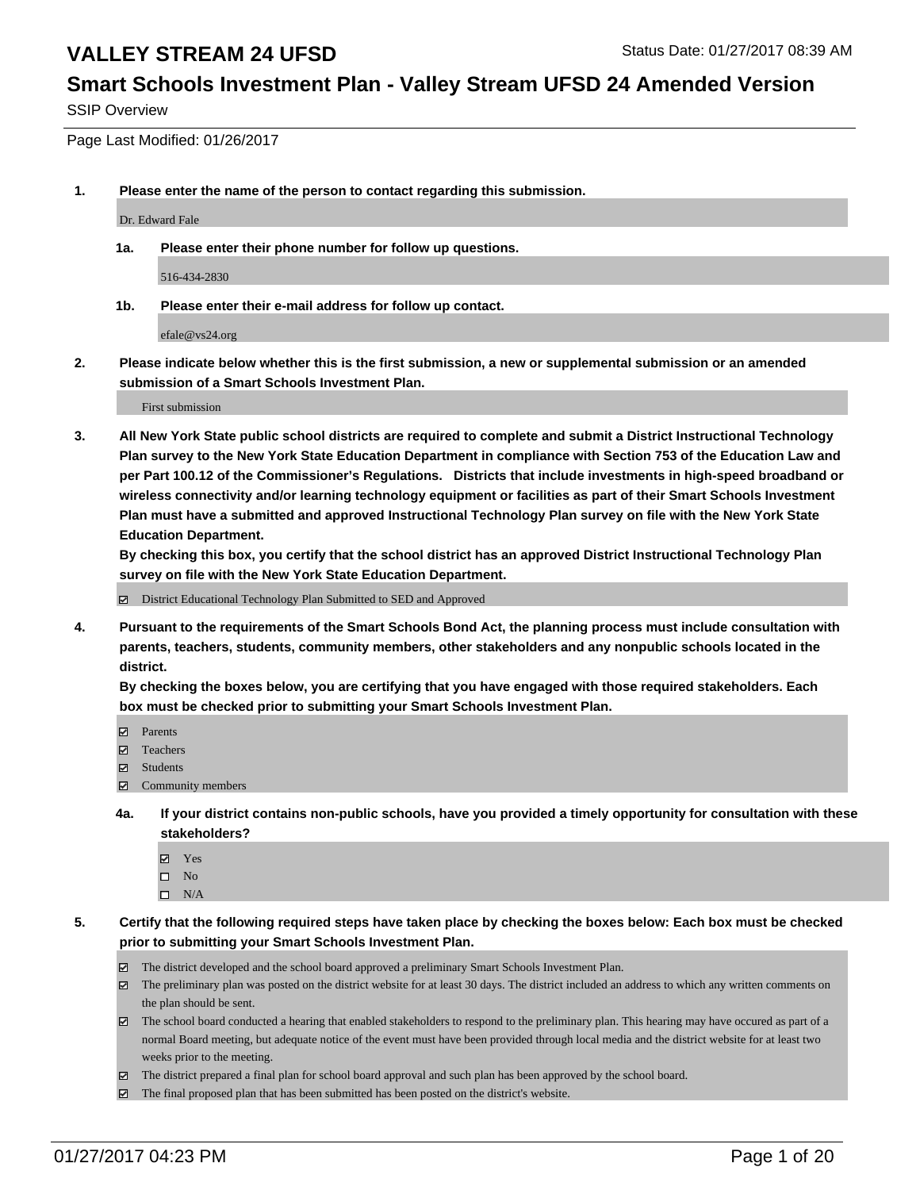# VALLEY STREAM 24 UFSD

Status Date: 01/27/2017 08:39 AM

## Smart Schools Investment Plan - Valley Stream UFSD 24 Amended Version

SSIP Overview

Page Last Modified: 01/26/2017

**1. Please enter the name of the person to contact regarding this submission.**

Dr. Edward Fale

**1a. Please enter their phone number for follow up questions.**

516-434-2830

**1b. Please enter their e-mail address for follow up contact.**

efale@vs24.org

**2. Please indicate below whether this is the first submission, a new or supplemental submission or an amended submission of a Smart Schools Investment Plan.**

First submission

**3. All New York State public school districts are required to complete and submit a District Instructional Technology Plan survey to the New York State Education Department in compliance with Section 753 of the Education Law and per Part 100.12 of the Commissioner's Regulations. Districts that include investments in high-speed broadband or wireless connectivity and/or learning technology equipment or facilities as part of their Smart Schools Investment Plan must have a submitted and approved Instructional Technology Plan survey on file with the New York State Education Department.**
**By checking this box, you certify that the school district has an approved District Instructional Technology Plan survey on file with the New York State Education Department.**

- [x] District Educational Technology Plan Submitted to SED and Approved

**4. Pursuant to the requirements of the Smart Schools Bond Act, the planning process must include consultation with parents, teachers, students, community members, other stakeholders and any nonpublic schools located in the district.**
**By checking the boxes below, you are certifying that you have engaged with those required stakeholders. Each box must be checked prior to submitting your Smart Schools Investment Plan.**

- [x] Parents
- [x] Teachers
- [x] Students
- [x] Community members

**4a. If your district contains non-public schools, have you provided a timely opportunity for consultation with these stakeholders?**

- [x] Yes
- [ ] No
- [ ] N/A

**5. Certify that the following required steps have taken place by checking the boxes below: Each box must be checked prior to submitting your Smart Schools Investment Plan.**

- [x] The district developed and the school board approved a preliminary Smart Schools Investment Plan.
- [x] The preliminary plan was posted on the district website for at least 30 days. The district included an address to which any written comments on the plan should be sent.
- [x] The school board conducted a hearing that enabled stakeholders to respond to the preliminary plan. This hearing may have occured as part of a normal Board meeting, but adequate notice of the event must have been provided through local media and the district website for at least two weeks prior to the meeting.
- [x] The district prepared a final plan for school board approval and such plan has been approved by the school board.
- [x] The final proposed plan that has been submitted has been posted on the district's website.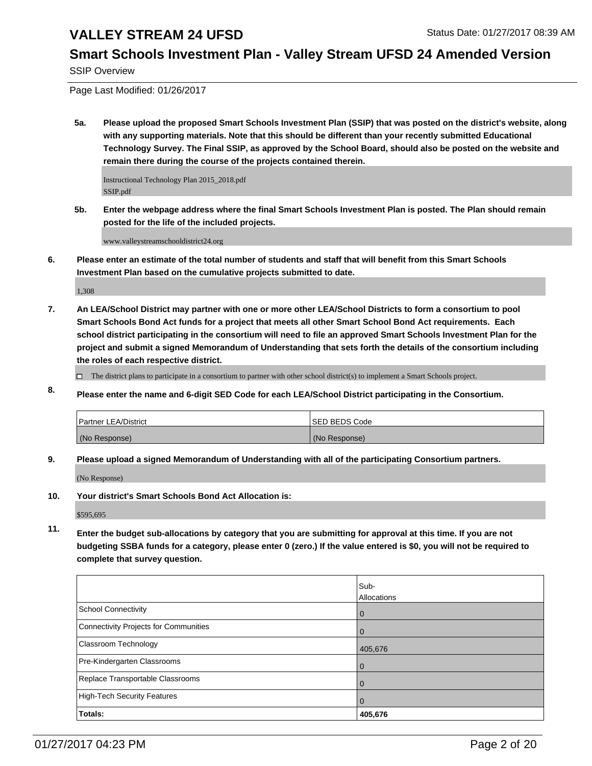# VALLEY STREAM 24 UFSD

Status Date: 01/27/2017 08:39 AM

## Smart Schools Investment Plan - Valley Stream UFSD 24 Amended Version

SSIP Overview

Page Last Modified: 01/26/2017

**5a. Please upload the proposed Smart Schools Investment Plan (SSIP) that was posted on the district's website, along with any supporting materials. Note that this should be different than your recently submitted Educational Technology Survey. The Final SSIP, as approved by the School Board, should also be posted on the website and remain there during the course of the projects contained therein.**

Instructional Technology Plan 2015_2018.pdf
SSIP.pdf

**5b. Enter the webpage address where the final Smart Schools Investment Plan is posted. The Plan should remain posted for the life of the included projects.**

www.valleystreamschooldistrict24.org

**6. Please enter an estimate of the total number of students and staff that will benefit from this Smart Schools Investment Plan based on the cumulative projects submitted to date.**

1,308

**7. An LEA/School District may partner with one or more other LEA/School Districts to form a consortium to pool Smart Schools Bond Act funds for a project that meets all other Smart School Bond Act requirements. Each school district participating in the consortium will need to file an approved Smart Schools Investment Plan for the project and submit a signed Memorandum of Understanding that sets forth the details of the consortium including the roles of each respective district.**

☐ The district plans to participate in a consortium to partner with other school district(s) to implement a Smart Schools project.

**8. Please enter the name and 6-digit SED Code for each LEA/School District participating in the Consortium.**

| Partner LEA/District | SED BEDS Code |
|---|---|
| (No Response) | (No Response) |

**9. Please upload a signed Memorandum of Understanding with all of the participating Consortium partners.**

(No Response)

**10. Your district's Smart Schools Bond Act Allocation is:**

$595,695

**11. Enter the budget sub-allocations by category that you are submitting for approval at this time. If you are not budgeting SSBA funds for a category, please enter 0 (zero.) If the value entered is $0, you will not be required to complete that survey question.**

| | Sub-Allocations |
|---|---|
| School Connectivity | 0 |
| Connectivity Projects for Communities | 0 |
| Classroom Technology | 405,676 |
| Pre-Kindergarten Classrooms | 0 |
| Replace Transportable Classrooms | 0 |
| High-Tech Security Features | 0 |
| **Totals:** | **405,676** |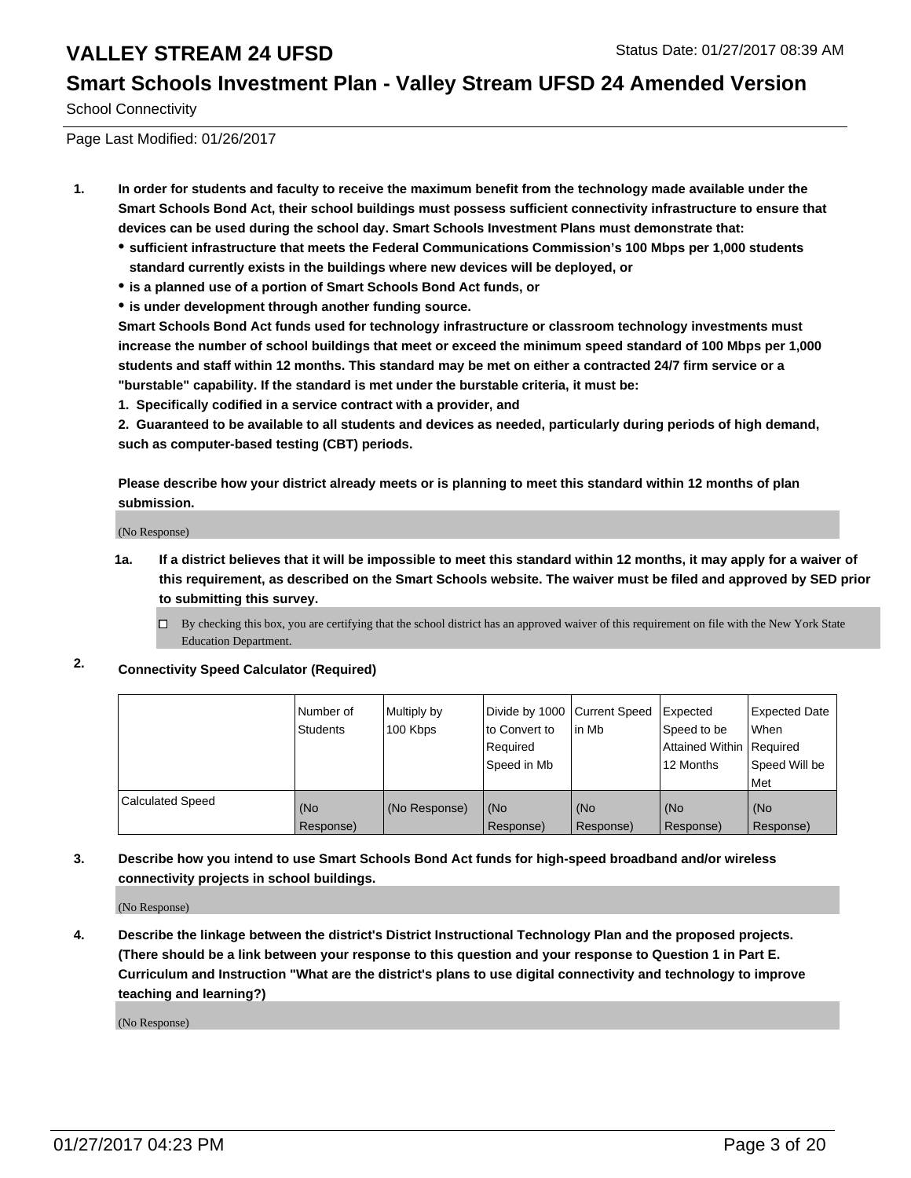# VALLEY STREAM 24 UFSD

Status Date: 01/27/2017 08:39 AM

## Smart Schools Investment Plan - Valley Stream UFSD 24 Amended Version

School Connectivity

Page Last Modified: 01/26/2017

1. **In order for students and faculty to receive the maximum benefit from the technology made available under the Smart Schools Bond Act, their school buildings must possess sufficient connectivity infrastructure to ensure that devices can be used during the school day. Smart Schools Investment Plans must demonstrate that:**
   - **sufficient infrastructure that meets the Federal Communications Commission's 100 Mbps per 1,000 students standard currently exists in the buildings where new devices will be deployed, or**
   - **is a planned use of a portion of Smart Schools Bond Act funds, or**
   - **is under development through another funding source.**

   **Smart Schools Bond Act funds used for technology infrastructure or classroom technology investments must increase the number of school buildings that meet or exceed the minimum speed standard of 100 Mbps per 1,000 students and staff within 12 months. This standard may be met on either a contracted 24/7 firm service or a "burstable" capability. If the standard is met under the burstable criteria, it must be:**

   **1. Specifically codified in a service contract with a provider, and**

   **2. Guaranteed to be available to all students and devices as needed, particularly during periods of high demand, such as computer-based testing (CBT) periods.**

   **Please describe how your district already meets or is planning to meet this standard within 12 months of plan submission.**

   (No Response)

   1a. **If a district believes that it will be impossible to meet this standard within 12 months, it may apply for a waiver of this requirement, as described on the Smart Schools website. The waiver must be filed and approved by SED prior to submitting this survey.**

   ☐ By checking this box, you are certifying that the school district has an approved waiver of this requirement on file with the New York State Education Department.

2. **Connectivity Speed Calculator (Required)**

| | Number of Students | Multiply by 100 Kbps | Divide by 1000 to Convert to Required Speed in Mb | Current Speed in Mb | Expected Speed to be Attained Within 12 Months | Expected Date When Required Speed Will be Met |
|---|---|---|---|---|---|---|
| Calculated Speed | (No Response) | (No Response) | (No Response) | (No Response) | (No Response) | (No Response) |

3. **Describe how you intend to use Smart Schools Bond Act funds for high-speed broadband and/or wireless connectivity projects in school buildings.**

   (No Response)

4. **Describe the linkage between the district's District Instructional Technology Plan and the proposed projects. (There should be a link between your response to this question and your response to Question 1 in Part E. Curriculum and Instruction "What are the district's plans to use digital connectivity and technology to improve teaching and learning?)**

   (No Response)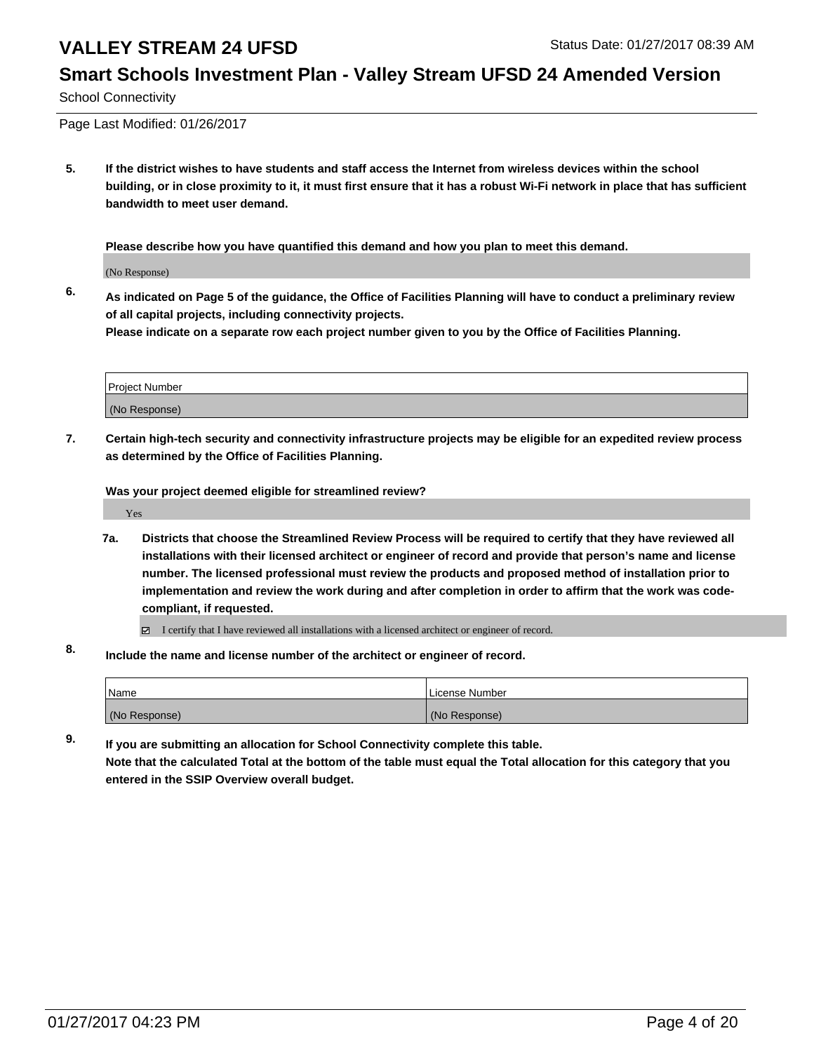# VALLEY STREAM 24 UFSD

Status Date: 01/27/2017 08:39 AM

## Smart Schools Investment Plan - Valley Stream UFSD 24 Amended Version

School Connectivity

Page Last Modified: 01/26/2017

**5. If the district wishes to have students and staff access the Internet from wireless devices within the school building, or in close proximity to it, it must first ensure that it has a robust Wi-Fi network in place that has sufficient bandwidth to meet user demand.**

**Please describe how you have quantified this demand and how you plan to meet this demand.**

(No Response)

**6. As indicated on Page 5 of the guidance, the Office of Facilities Planning will have to conduct a preliminary review of all capital projects, including connectivity projects.**
**Please indicate on a separate row each project number given to you by the Office of Facilities Planning.**

| Project Number |
| --- |
| (No Response) |

**7. Certain high-tech security and connectivity infrastructure projects may be eligible for an expedited review process as determined by the Office of Facilities Planning.**

**Was your project deemed eligible for streamlined review?**

Yes

**7a. Districts that choose the Streamlined Review Process will be required to certify that they have reviewed all installations with their licensed architect or engineer of record and provide that person's name and license number. The licensed professional must review the products and proposed method of installation prior to implementation and review the work during and after completion in order to affirm that the work was code-compliant, if requested.**

☑ I certify that I have reviewed all installations with a licensed architect or engineer of record.

**8. Include the name and license number of the architect or engineer of record.**

| Name | License Number |
| --- | --- |
| (No Response) | (No Response) |

**9. If you are submitting an allocation for School Connectivity complete this table.**
**Note that the calculated Total at the bottom of the table must equal the Total allocation for this category that you entered in the SSIP Overview overall budget.**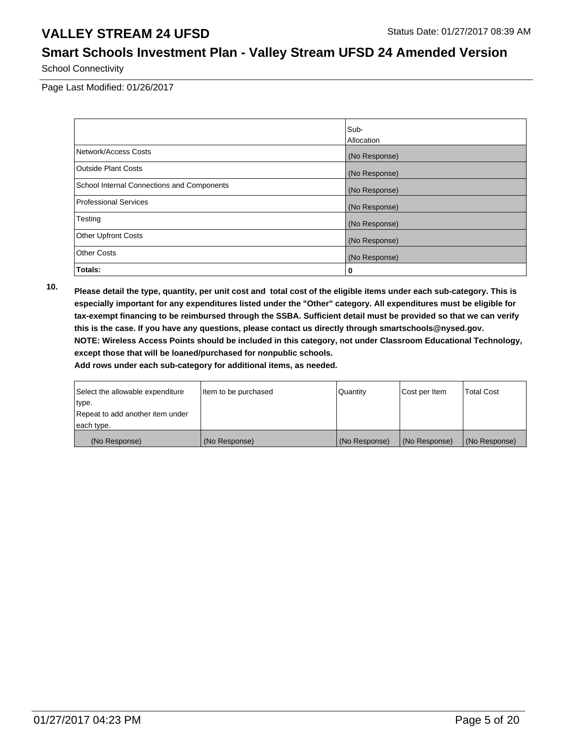School Connectivity

Page Last Modified: 01/26/2017

| | Sub-Allocation |
|---|---|
| Network/Access Costs | (No Response) |
| Outside Plant Costs | (No Response) |
| School Internal Connections and Components | (No Response) |
| Professional Services | (No Response) |
| Testing | (No Response) |
| Other Upfront Costs | (No Response) |
| Other Costs | (No Response) |
| **Totals:** | **0** |

**10. Please detail the type, quantity, per unit cost and total cost of the eligible items under each sub-category. This is especially important for any expenditures listed under the "Other" category. All expenditures must be eligible for tax-exempt financing to be reimbursed through the SSBA. Sufficient detail must be provided so that we can verify this is the case. If you have any questions, please contact us directly through smartschools@nysed.gov.**
**NOTE: Wireless Access Points should be included in this category, not under Classroom Educational Technology, except those that will be loaned/purchased for nonpublic schools.**
**Add rows under each sub-category for additional items, as needed.**

| Select the allowable expenditure type. Repeat to add another item under each type. | Item to be purchased | Quantity | Cost per Item | Total Cost |
|---|---|---|---|---|
| (No Response) | (No Response) | (No Response) | (No Response) | (No Response) |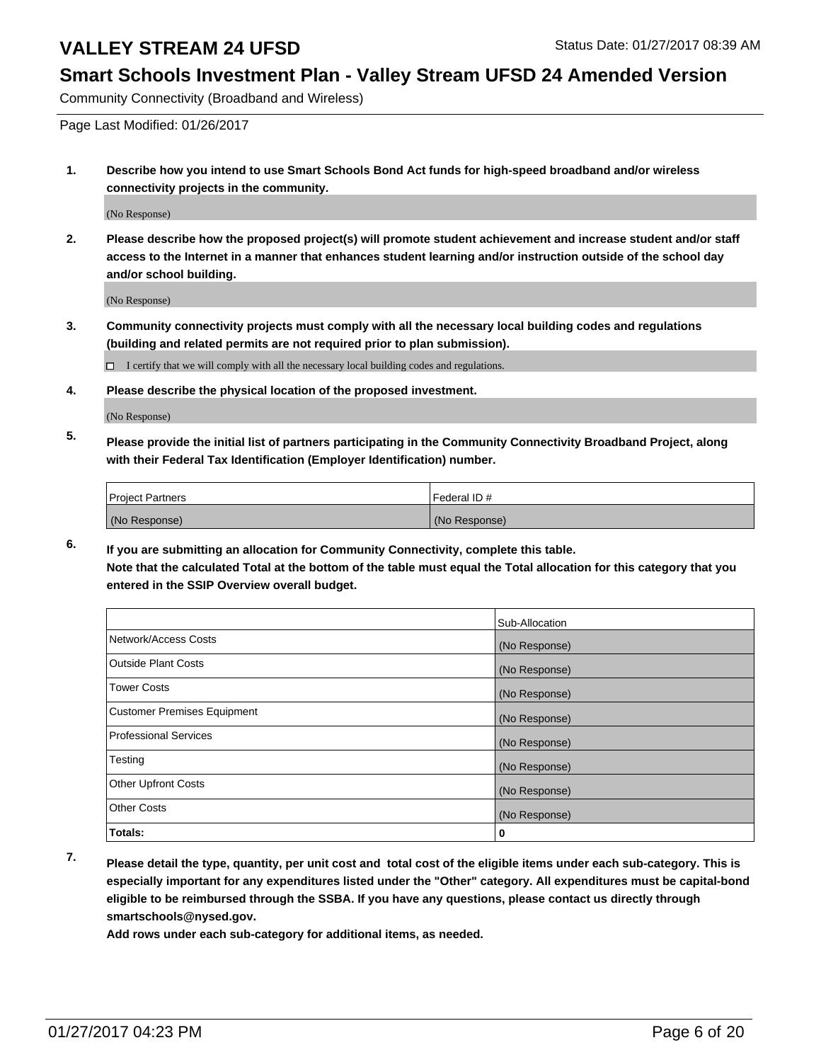# VALLEY STREAM 24 UFSD

Status Date: 01/27/2017 08:39 AM

## Smart Schools Investment Plan - Valley Stream UFSD 24 Amended Version

Community Connectivity (Broadband and Wireless)

Page Last Modified: 01/26/2017

**1. Describe how you intend to use Smart Schools Bond Act funds for high-speed broadband and/or wireless connectivity projects in the community.**

(No Response)

**2. Please describe how the proposed project(s) will promote student achievement and increase student and/or staff access to the Internet in a manner that enhances student learning and/or instruction outside of the school day and/or school building.**

(No Response)

**3. Community connectivity projects must comply with all the necessary local building codes and regulations (building and related permits are not required prior to plan submission).**

☐ I certify that we will comply with all the necessary local building codes and regulations.

**4. Please describe the physical location of the proposed investment.**

(No Response)

**5. Please provide the initial list of partners participating in the Community Connectivity Broadband Project, along with their Federal Tax Identification (Employer Identification) number.**

| Project Partners | Federal ID # |
|---|---|
| (No Response) | (No Response) |

**6. If you are submitting an allocation for Community Connectivity, complete this table.**
**Note that the calculated Total at the bottom of the table must equal the Total allocation for this category that you entered in the SSIP Overview overall budget.**

| | Sub-Allocation |
|---|---|
| Network/Access Costs | (No Response) |
| Outside Plant Costs | (No Response) |
| Tower Costs | (No Response) |
| Customer Premises Equipment | (No Response) |
| Professional Services | (No Response) |
| Testing | (No Response) |
| Other Upfront Costs | (No Response) |
| Other Costs | (No Response) |
| **Totals:** | **0** |

**7. Please detail the type, quantity, per unit cost and total cost of the eligible items under each sub-category. This is especially important for any expenditures listed under the "Other" category. All expenditures must be capital-bond eligible to be reimbursed through the SSBA. If you have any questions, please contact us directly through smartschools@nysed.gov.**

**Add rows under each sub-category for additional items, as needed.**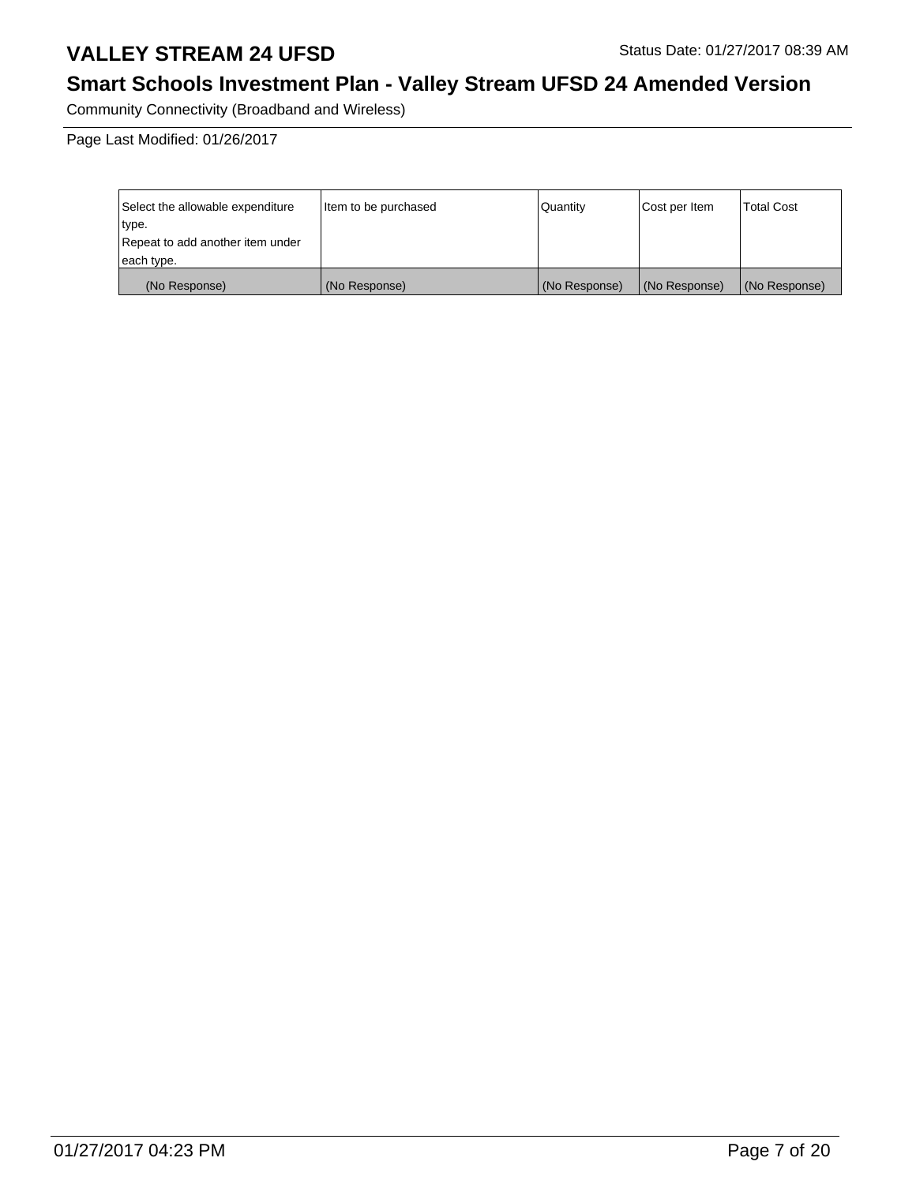# VALLEY STREAM 24 UFSD

Status Date: 01/27/2017 08:39 AM

## Smart Schools Investment Plan - Valley Stream UFSD 24 Amended Version

Community Connectivity (Broadband and Wireless)

Page Last Modified: 01/26/2017

| Select the allowable expenditure type. Repeat to add another item under each type. | Item to be purchased | Quantity | Cost per Item | Total Cost |
|---|---|---|---|---|
| (No Response) | (No Response) | (No Response) | (No Response) | (No Response) |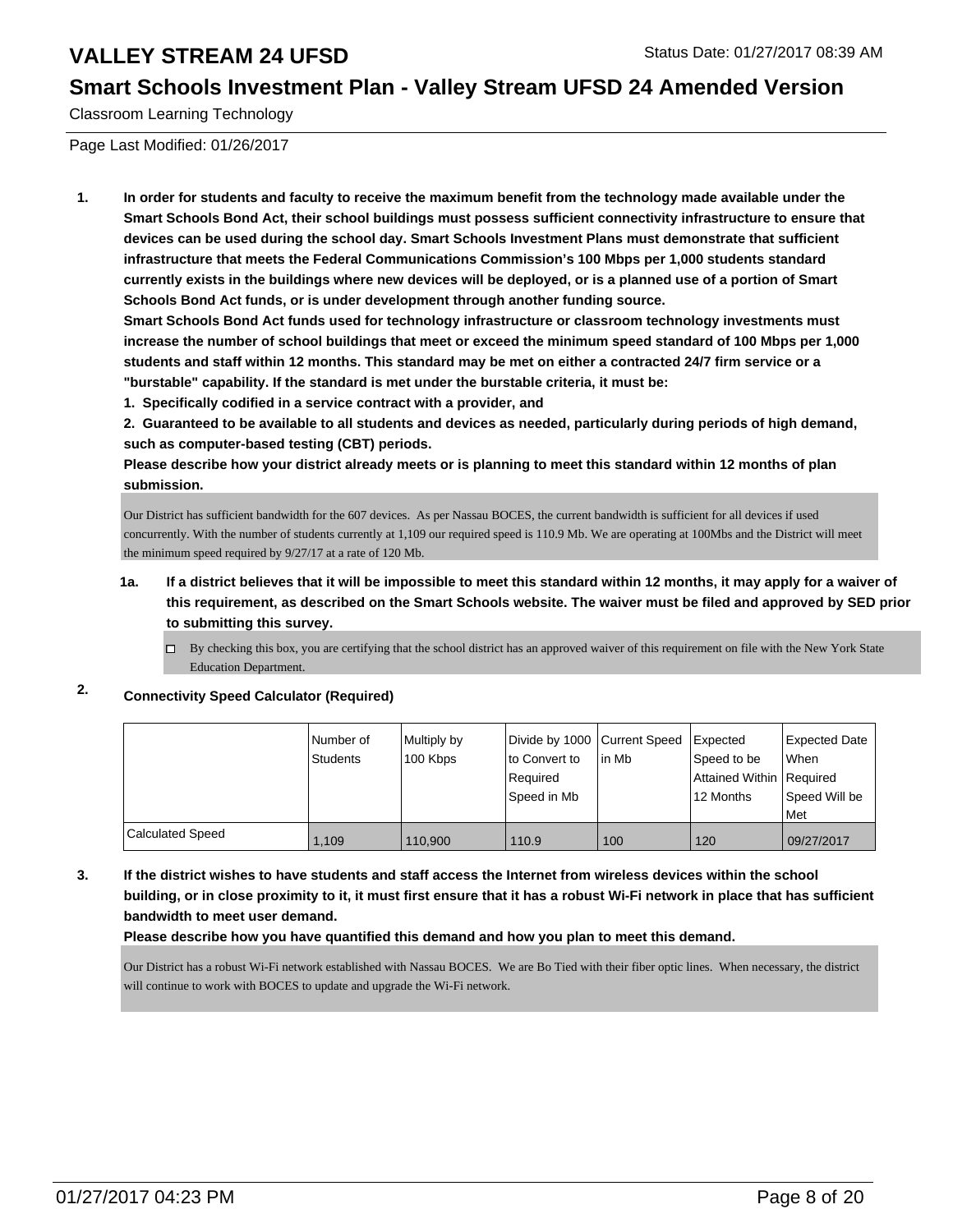# VALLEY STREAM 24 UFSD

Status Date: 01/27/2017 08:39 AM

## Smart Schools Investment Plan - Valley Stream UFSD 24 Amended Version

Classroom Learning Technology

Page Last Modified: 01/26/2017

**1. In order for students and faculty to receive the maximum benefit from the technology made available under the Smart Schools Bond Act, their school buildings must possess sufficient connectivity infrastructure to ensure that devices can be used during the school day. Smart Schools Investment Plans must demonstrate that sufficient infrastructure that meets the Federal Communications Commission's 100 Mbps per 1,000 students standard currently exists in the buildings where new devices will be deployed, or is a planned use of a portion of Smart Schools Bond Act funds, or is under development through another funding source.**

**Smart Schools Bond Act funds used for technology infrastructure or classroom technology investments must increase the number of school buildings that meet or exceed the minimum speed standard of 100 Mbps per 1,000 students and staff within 12 months. This standard may be met on either a contracted 24/7 firm service or a "burstable" capability. If the standard is met under the burstable criteria, it must be:**

**1. Specifically codified in a service contract with a provider, and**

**2. Guaranteed to be available to all students and devices as needed, particularly during periods of high demand, such as computer-based testing (CBT) periods.**

**Please describe how your district already meets or is planning to meet this standard within 12 months of plan submission.**

Our District has sufficient bandwidth for the 607 devices. As per Nassau BOCES, the current bandwidth is sufficient for all devices if used concurrently. With the number of students currently at 1,109 our required speed is 110.9 Mb. We are operating at 100Mbs and the District will meet the minimum speed required by 9/27/17 at a rate of 120 Mb.

**1a. If a district believes that it will be impossible to meet this standard within 12 months, it may apply for a waiver of this requirement, as described on the Smart Schools website. The waiver must be filed and approved by SED prior to submitting this survey.**

☐ By checking this box, you are certifying that the school district has an approved waiver of this requirement on file with the New York State Education Department.

**2. Connectivity Speed Calculator (Required)**

| | Number of Students | Multiply by 100 Kbps | Divide by 1000 to Convert to Required Speed in Mb | Current Speed in Mb | Expected Speed to be Attained Within 12 Months | Expected Date When Required Speed Will be Met |
|---|---|---|---|---|---|---|
| Calculated Speed | 1,109 | 110,900 | 110.9 | 100 | 120 | 09/27/2017 |

**3. If the district wishes to have students and staff access the Internet from wireless devices within the school building, or in close proximity to it, it must first ensure that it has a robust Wi-Fi network in place that has sufficient bandwidth to meet user demand.**

**Please describe how you have quantified this demand and how you plan to meet this demand.**

Our District has a robust Wi-Fi network established with Nassau BOCES. We are Bo Tied with their fiber optic lines. When necessary, the district will continue to work with BOCES to update and upgrade the Wi-Fi network.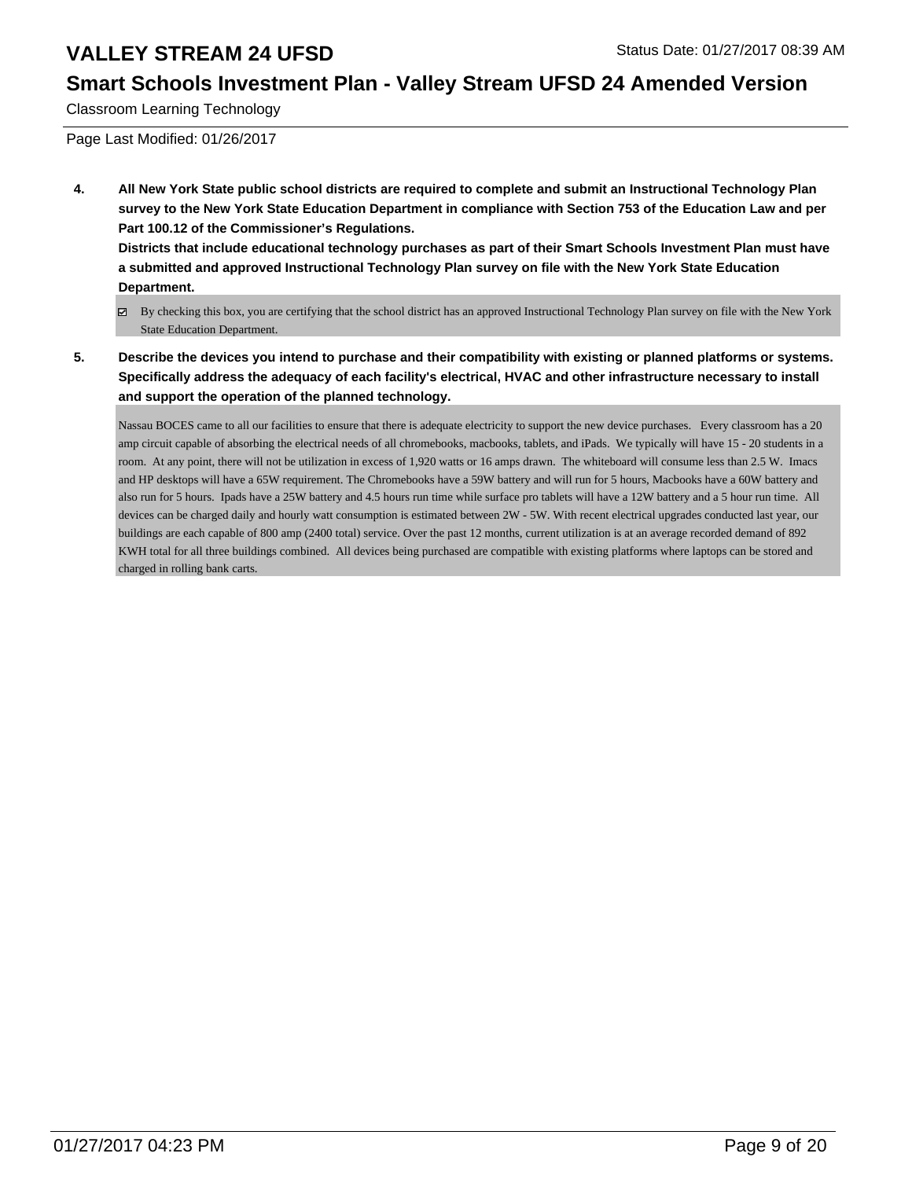Classroom Learning Technology

Page Last Modified: 01/26/2017

**4. All New York State public school districts are required to complete and submit an Instructional Technology Plan survey to the New York State Education Department in compliance with Section 753 of the Education Law and per Part 100.12 of the Commissioner's Regulations.**
**Districts that include educational technology purchases as part of their Smart Schools Investment Plan must have a submitted and approved Instructional Technology Plan survey on file with the New York State Education Department.**

☑ By checking this box, you are certifying that the school district has an approved Instructional Technology Plan survey on file with the New York State Education Department.

**5. Describe the devices you intend to purchase and their compatibility with existing or planned platforms or systems. Specifically address the adequacy of each facility's electrical, HVAC and other infrastructure necessary to install and support the operation of the planned technology.**

Nassau BOCES came to all our facilities to ensure that there is adequate electricity to support the new device purchases. Every classroom has a 20 amp circuit capable of absorbing the electrical needs of all chromebooks, macbooks, tablets, and iPads. We typically will have 15 - 20 students in a room. At any point, there will not be utilization in excess of 1,920 watts or 16 amps drawn. The whiteboard will consume less than 2.5 W. Imacs and HP desktops will have a 65W requirement. The Chromebooks have a 59W battery and will run for 5 hours, Macbooks have a 60W battery and also run for 5 hours. Ipads have a 25W battery and 4.5 hours run time while surface pro tablets will have a 12W battery and a 5 hour run time. All devices can be charged daily and hourly watt consumption is estimated between 2W - 5W. With recent electrical upgrades conducted last year, our buildings are each capable of 800 amp (2400 total) service. Over the past 12 months, current utilization is at an average recorded demand of 892 KWH total for all three buildings combined. All devices being purchased are compatible with existing platforms where laptops can be stored and charged in rolling bank carts.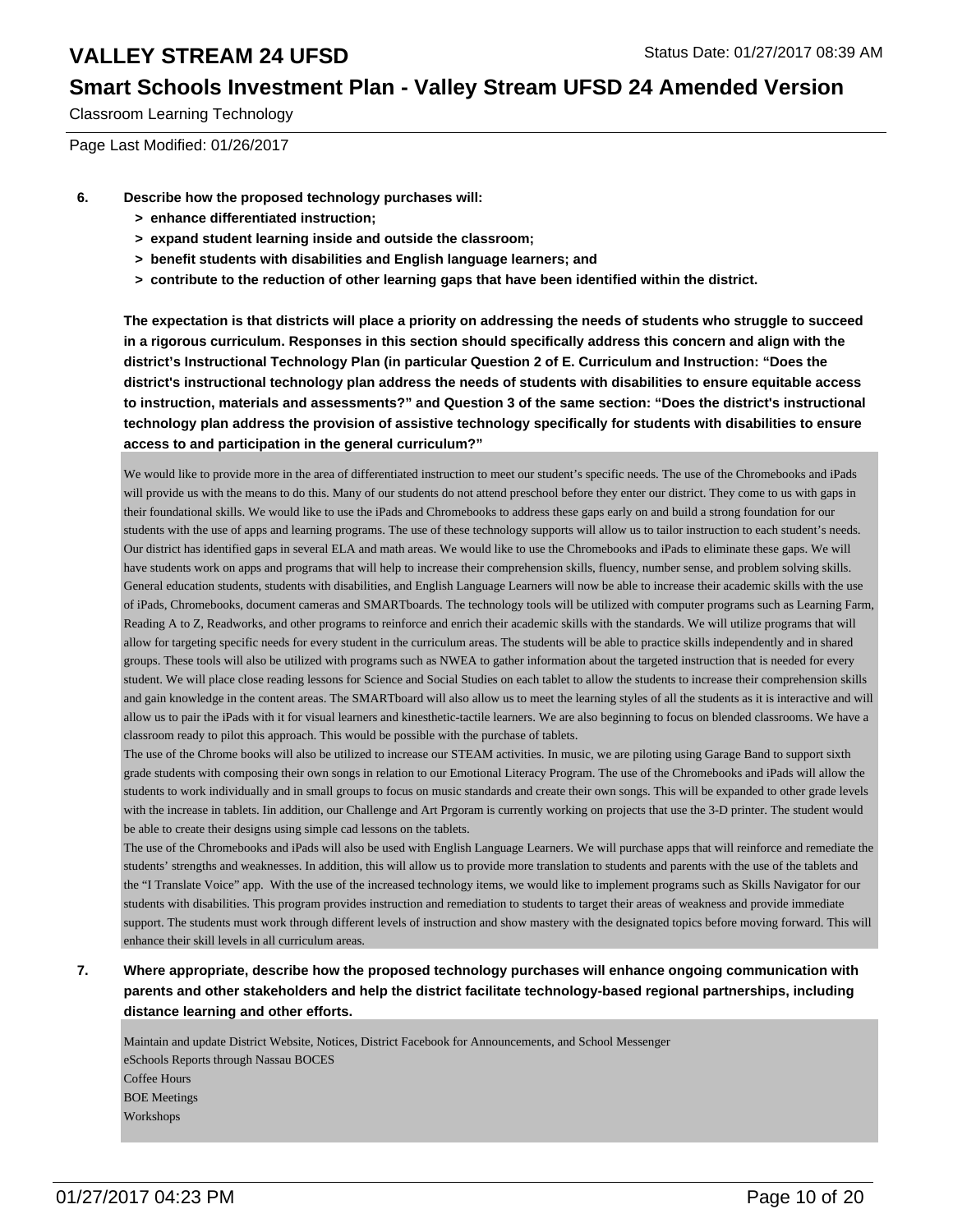Classroom Learning Technology

Page Last Modified: 01/26/2017

**6. Describe how the proposed technology purchases will:**

- **> enhance differentiated instruction;**
- **> expand student learning inside and outside the classroom;**
- **> benefit students with disabilities and English language learners; and**
- **> contribute to the reduction of other learning gaps that have been identified within the district.**

**The expectation is that districts will place a priority on addressing the needs of students who struggle to succeed in a rigorous curriculum. Responses in this section should specifically address this concern and align with the district's Instructional Technology Plan (in particular Question 2 of E. Curriculum and Instruction: "Does the district's instructional technology plan address the needs of students with disabilities to ensure equitable access to instruction, materials and assessments?" and Question 3 of the same section: "Does the district's instructional technology plan address the provision of assistive technology specifically for students with disabilities to ensure access to and participation in the general curriculum?"**

We would like to provide more in the area of differentiated instruction to meet our student's specific needs. The use of the Chromebooks and iPads will provide us with the means to do this. Many of our students do not attend preschool before they enter our district. They come to us with gaps in their foundational skills. We would like to use the iPads and Chromebooks to address these gaps early on and build a strong foundation for our students with the use of apps and learning programs. The use of these technology supports will allow us to tailor instruction to each student's needs. Our district has identified gaps in several ELA and math areas. We would like to use the Chromebooks and iPads to eliminate these gaps. We will have students work on apps and programs that will help to increase their comprehension skills, fluency, number sense, and problem solving skills. General education students, students with disabilities, and English Language Learners will now be able to increase their academic skills with the use of iPads, Chromebooks, document cameras and SMARTboards. The technology tools will be utilized with computer programs such as Learning Farm, Reading A to Z, Readworks, and other programs to reinforce and enrich their academic skills with the standards. We will utilize programs that will allow for targeting specific needs for every student in the curriculum areas. The students will be able to practice skills independently and in shared groups. These tools will also be utilized with programs such as NWEA to gather information about the targeted instruction that is needed for every student. We will place close reading lessons for Science and Social Studies on each tablet to allow the students to increase their comprehension skills and gain knowledge in the content areas. The SMARTboard will also allow us to meet the learning styles of all the students as it is interactive and will allow us to pair the iPads with it for visual learners and kinesthetic-tactile learners. We are also beginning to focus on blended classrooms. We have a classroom ready to pilot this approach. This would be possible with the purchase of tablets.

The use of the Chrome books will also be utilized to increase our STEAM activities. In music, we are piloting using Garage Band to support sixth grade students with composing their own songs in relation to our Emotional Literacy Program. The use of the Chromebooks and iPads will allow the students to work individually and in small groups to focus on music standards and create their own songs. This will be expanded to other grade levels with the increase in tablets. Iin addition, our Challenge and Art Prgoram is currently working on projects that use the 3-D printer. The student would be able to create their designs using simple cad lessons on the tablets.

The use of the Chromebooks and iPads will also be used with English Language Learners. We will purchase apps that will reinforce and remediate the students' strengths and weaknesses. In addition, this will allow us to provide more translation to students and parents with the use of the tablets and the "I Translate Voice" app. With the use of the increased technology items, we would like to implement programs such as Skills Navigator for our students with disabilities. This program provides instruction and remediation to students to target their areas of weakness and provide immediate support. The students must work through different levels of instruction and show mastery with the designated topics before moving forward. This will enhance their skill levels in all curriculum areas.

**7. Where appropriate, describe how the proposed technology purchases will enhance ongoing communication with parents and other stakeholders and help the district facilitate technology-based regional partnerships, including distance learning and other efforts.**

Maintain and update District Website, Notices, District Facebook for Announcements, and School Messenger
eSchools Reports through Nassau BOCES
Coffee Hours
BOE Meetings
Workshops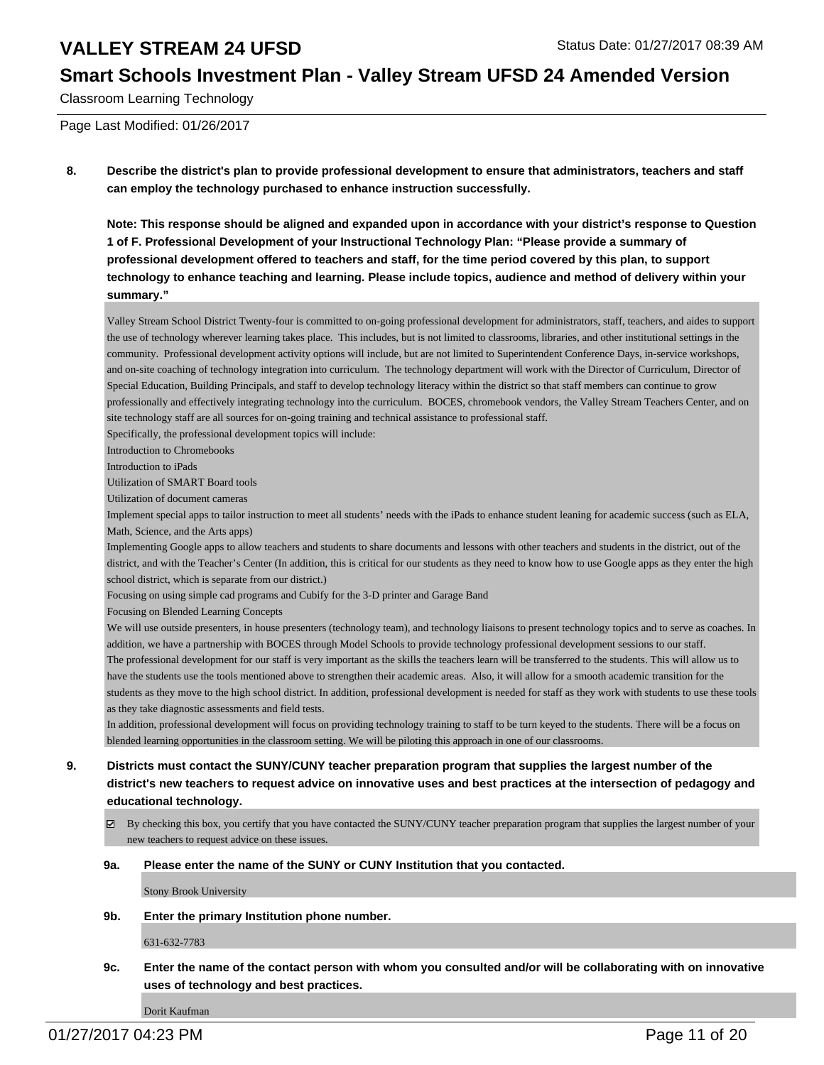Classroom Learning Technology

Page Last Modified: 01/26/2017

**8. Describe the district's plan to provide professional development to ensure that administrators, teachers and staff can employ the technology purchased to enhance instruction successfully.**

**Note: This response should be aligned and expanded upon in accordance with your district's response to Question 1 of F. Professional Development of your Instructional Technology Plan: "Please provide a summary of professional development offered to teachers and staff, for the time period covered by this plan, to support technology to enhance teaching and learning. Please include topics, audience and method of delivery within your summary."**

Valley Stream School District Twenty-four is committed to on-going professional development for administrators, staff, teachers, and aides to support the use of technology wherever learning takes place. This includes, but is not limited to classrooms, libraries, and other institutional settings in the community. Professional development activity options will include, but are not limited to Superintendent Conference Days, in-service workshops, and on-site coaching of technology integration into curriculum. The technology department will work with the Director of Curriculum, Director of Special Education, Building Principals, and staff to develop technology literacy within the district so that staff members can continue to grow professionally and effectively integrating technology into the curriculum. BOCES, chromebook vendors, the Valley Stream Teachers Center, and on site technology staff are all sources for on-going training and technical assistance to professional staff.

Specifically, the professional development topics will include:

Introduction to Chromebooks

Introduction to iPads

Utilization of SMART Board tools

Utilization of document cameras

Implement special apps to tailor instruction to meet all students' needs with the iPads to enhance student leaning for academic success (such as ELA, Math, Science, and the Arts apps)

Implementing Google apps to allow teachers and students to share documents and lessons with other teachers and students in the district, out of the district, and with the Teacher's Center (In addition, this is critical for our students as they need to know how to use Google apps as they enter the high school district, which is separate from our district.)

Focusing on using simple cad programs and Cubify for the 3-D printer and Garage Band

Focusing on Blended Learning Concepts

We will use outside presenters, in house presenters (technology team), and technology liaisons to present technology topics and to serve as coaches. In addition, we have a partnership with BOCES through Model Schools to provide technology professional development sessions to our staff.

The professional development for our staff is very important as the skills the teachers learn will be transferred to the students. This will allow us to have the students use the tools mentioned above to strengthen their academic areas. Also, it will allow for a smooth academic transition for the students as they move to the high school district. In addition, professional development is needed for staff as they work with students to use these tools as they take diagnostic assessments and field tests.

In addition, professional development will focus on providing technology training to staff to be turn keyed to the students. There will be a focus on blended learning opportunities in the classroom setting. We will be piloting this approach in one of our classrooms.

**9. Districts must contact the SUNY/CUNY teacher preparation program that supplies the largest number of the district's new teachers to request advice on innovative uses and best practices at the intersection of pedagogy and educational technology.**

☑ By checking this box, you certify that you have contacted the SUNY/CUNY teacher preparation program that supplies the largest number of your new teachers to request advice on these issues.

**9a. Please enter the name of the SUNY or CUNY Institution that you contacted.**

Stony Brook University

**9b. Enter the primary Institution phone number.**

631-632-7783

**9c. Enter the name of the contact person with whom you consulted and/or will be collaborating with on innovative uses of technology and best practices.**

Dorit Kaufman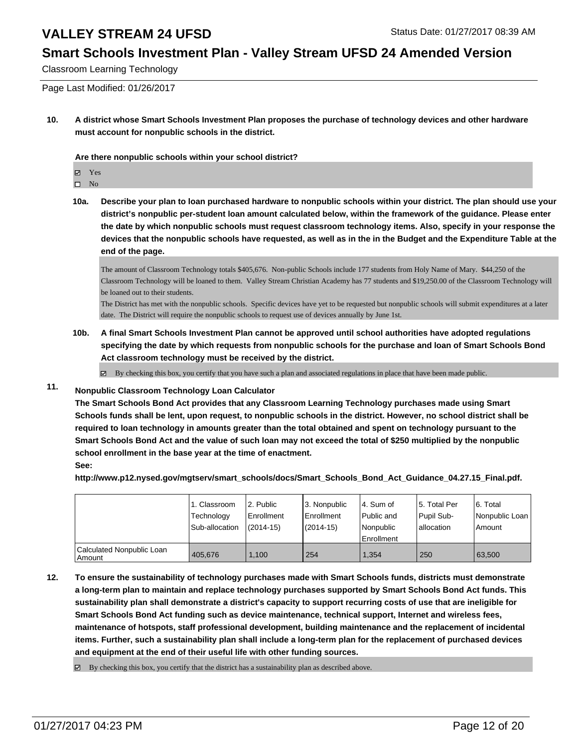# VALLEY STREAM 24 UFSD

## Smart Schools Investment Plan - Valley Stream UFSD 24 Amended Version

Classroom Learning Technology

Page Last Modified: 01/26/2017

**10. A district whose Smart Schools Investment Plan proposes the purchase of technology devices and other hardware must account for nonpublic schools in the district.**

**Are there nonpublic schools within your school district?**

☑ Yes
☐ No

**10a. Describe your plan to loan purchased hardware to nonpublic schools within your district. The plan should use your district's nonpublic per-student loan amount calculated below, within the framework of the guidance. Please enter the date by which nonpublic schools must request classroom technology items. Also, specify in your response the devices that the nonpublic schools have requested, as well as in the in the Budget and the Expenditure Table at the end of the page.**

The amount of Classroom Technology totals $405,676. Non-public Schools include 177 students from Holy Name of Mary. $44,250 of the Classroom Technology will be loaned to them. Valley Stream Christian Academy has 77 students and $19,250.00 of the Classroom Technology will be loaned out to their students.
The District has met with the nonpublic schools. Specific devices have yet to be requested but nonpublic schools will submit expenditures at a later date. The District will require the nonpublic schools to request use of devices annually by June 1st.

**10b. A final Smart Schools Investment Plan cannot be approved until school authorities have adopted regulations specifying the date by which requests from nonpublic schools for the purchase and loan of Smart Schools Bond Act classroom technology must be received by the district.**

☑ By checking this box, you certify that you have such a plan and associated regulations in place that have been made public.

**11. Nonpublic Classroom Technology Loan Calculator**
**The Smart Schools Bond Act provides that any Classroom Learning Technology purchases made using Smart Schools funds shall be lent, upon request, to nonpublic schools in the district. However, no school district shall be required to loan technology in amounts greater than the total obtained and spent on technology pursuant to the Smart Schools Bond Act and the value of such loan may not exceed the total of $250 multiplied by the nonpublic school enrollment in the base year at the time of enactment.**
**See:**
**http://www.p12.nysed.gov/mgtserv/smart_schools/docs/Smart_Schools_Bond_Act_Guidance_04.27.15_Final.pdf.**

| | 1. Classroom Technology Sub-allocation | 2. Public Enrollment (2014-15) | 3. Nonpublic Enrollment (2014-15) | 4. Sum of Public and Nonpublic Enrollment | 5. Total Per Pupil Sub-allocation | 6. Total Nonpublic Loan Amount |
|---|---|---|---|---|---|---|
| Calculated Nonpublic Loan Amount | 405,676 | 1,100 | 254 | 1,354 | 250 | 63,500 |

**12. To ensure the sustainability of technology purchases made with Smart Schools funds, districts must demonstrate a long-term plan to maintain and replace technology purchases supported by Smart Schools Bond Act funds. This sustainability plan shall demonstrate a district's capacity to support recurring costs of use that are ineligible for Smart Schools Bond Act funding such as device maintenance, technical support, Internet and wireless fees, maintenance of hotspots, staff professional development, building maintenance and the replacement of incidental items. Further, such a sustainability plan shall include a long-term plan for the replacement of purchased devices and equipment at the end of their useful life with other funding sources.**

☑ By checking this box, you certify that the district has a sustainability plan as described above.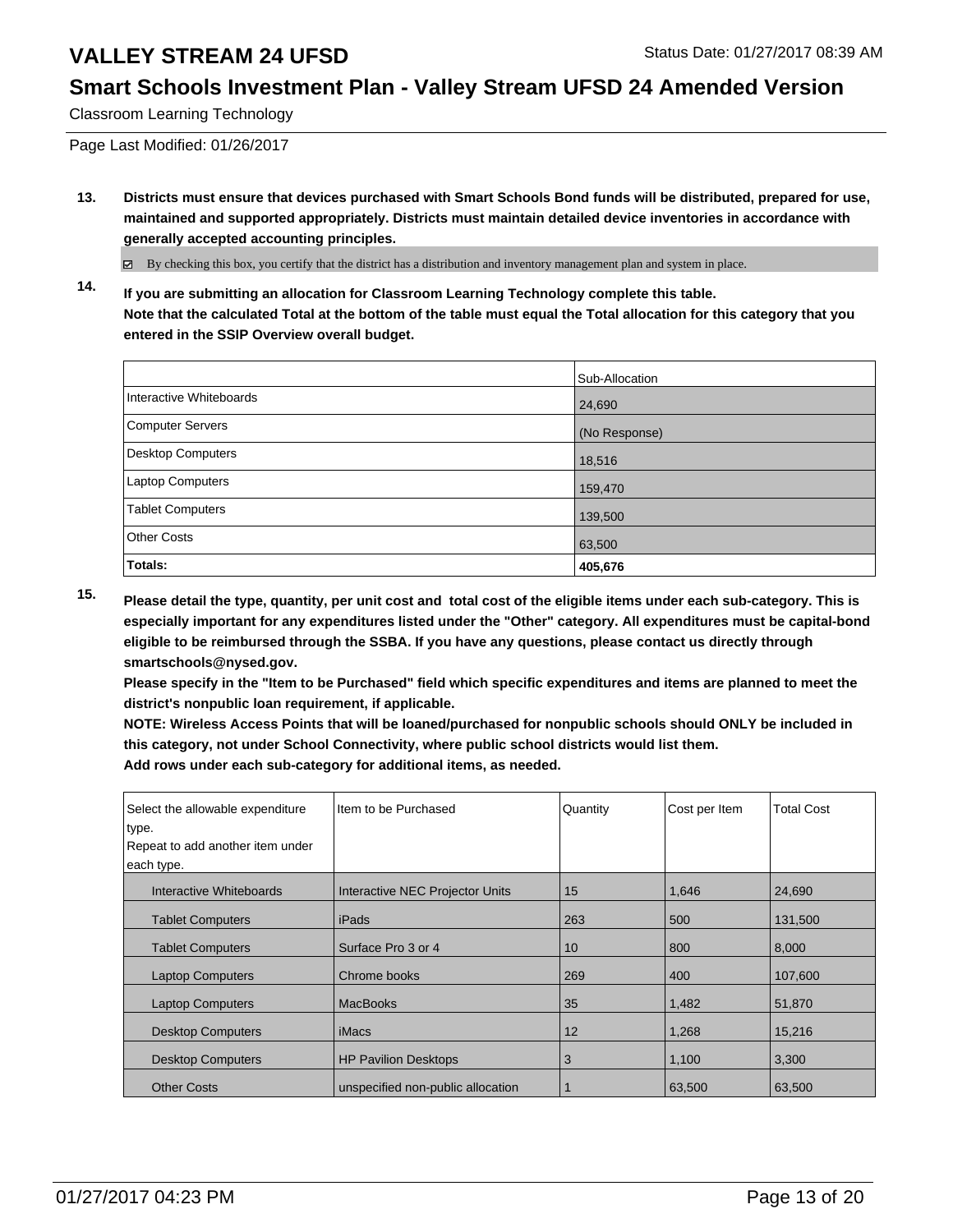# VALLEY STREAM 24 UFSD

## Smart Schools Investment Plan - Valley Stream UFSD 24 Amended Version

Classroom Learning Technology

Page Last Modified: 01/26/2017

**13. Districts must ensure that devices purchased with Smart Schools Bond funds will be distributed, prepared for use, maintained and supported appropriately. Districts must maintain detailed device inventories in accordance with generally accepted accounting principles.**

☑ By checking this box, you certify that the district has a distribution and inventory management plan and system in place.

**14. If you are submitting an allocation for Classroom Learning Technology complete this table. Note that the calculated Total at the bottom of the table must equal the Total allocation for this category that you entered in the SSIP Overview overall budget.**

| | Sub-Allocation |
|---|---|
| Interactive Whiteboards | 24,690 |
| Computer Servers | (No Response) |
| Desktop Computers | 18,516 |
| Laptop Computers | 159,470 |
| Tablet Computers | 139,500 |
| Other Costs | 63,500 |
| **Totals:** | **405,676** |

**15. Please detail the type, quantity, per unit cost and total cost of the eligible items under each sub-category. This is especially important for any expenditures listed under the "Other" category. All expenditures must be capital-bond eligible to be reimbursed through the SSBA. If you have any questions, please contact us directly through smartschools@nysed.gov.**
**Please specify in the "Item to be Purchased" field which specific expenditures and items are planned to meet the district's nonpublic loan requirement, if applicable.**
**NOTE: Wireless Access Points that will be loaned/purchased for nonpublic schools should ONLY be included in this category, not under School Connectivity, where public school districts would list them.**
**Add rows under each sub-category for additional items, as needed.**

| Select the allowable expenditure type. Repeat to add another item under each type. | Item to be Purchased | Quantity | Cost per Item | Total Cost |
|---|---|---|---|---|
| Interactive Whiteboards | Interactive NEC Projector Units | 15 | 1,646 | 24,690 |
| Tablet Computers | iPads | 263 | 500 | 131,500 |
| Tablet Computers | Surface Pro 3 or 4 | 10 | 800 | 8,000 |
| Laptop Computers | Chrome books | 269 | 400 | 107,600 |
| Laptop Computers | MacBooks | 35 | 1,482 | 51,870 |
| Desktop Computers | iMacs | 12 | 1,268 | 15,216 |
| Desktop Computers | HP Pavilion Desktops | 3 | 1,100 | 3,300 |
| Other Costs | unspecified non-public allocation | 1 | 63,500 | 63,500 |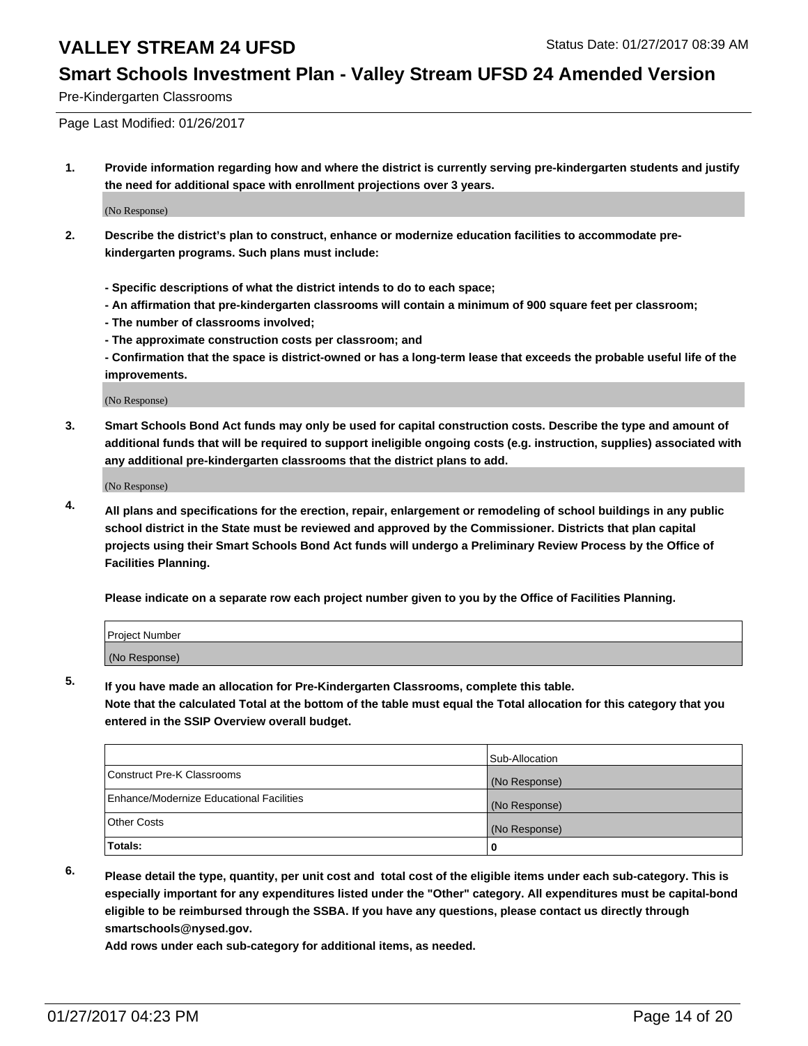Page Last Modified: 01/26/2017

1. **Provide information regarding how and where the district is currently serving pre-kindergarten students and justify the need for additional space with enrollment projections over 3 years.**

(No Response)

2. **Describe the district's plan to construct, enhance or modernize education facilities to accommodate pre-kindergarten programs. Such plans must include:**

   **- Specific descriptions of what the district intends to do to each space;**
   **- An affirmation that pre-kindergarten classrooms will contain a minimum of 900 square feet per classroom;**
   **- The number of classrooms involved;**
   **- The approximate construction costs per classroom; and**
   **- Confirmation that the space is district-owned or has a long-term lease that exceeds the probable useful life of the improvements.**

(No Response)

3. **Smart Schools Bond Act funds may only be used for capital construction costs. Describe the type and amount of additional funds that will be required to support ineligible ongoing costs (e.g. instruction, supplies) associated with any additional pre-kindergarten classrooms that the district plans to add.**

(No Response)

4. **All plans and specifications for the erection, repair, enlargement or remodeling of school buildings in any public school district in the State must be reviewed and approved by the Commissioner. Districts that plan capital projects using their Smart Schools Bond Act funds will undergo a Preliminary Review Process by the Office of Facilities Planning.**

   **Please indicate on a separate row each project number given to you by the Office of Facilities Planning.**

| Project Number |
| --- |
| (No Response) |

5. **If you have made an allocation for Pre-Kindergarten Classrooms, complete this table. Note that the calculated Total at the bottom of the table must equal the Total allocation for this category that you entered in the SSIP Overview overall budget.**

| | Sub-Allocation |
| --- | --- |
| Construct Pre-K Classrooms | (No Response) |
| Enhance/Modernize Educational Facilities | (No Response) |
| Other Costs | (No Response) |
| **Totals:** | 0 |

6. **Please detail the type, quantity, per unit cost and total cost of the eligible items under each sub-category. This is especially important for any expenditures listed under the "Other" category. All expenditures must be capital-bond eligible to be reimbursed through the SSBA. If you have any questions, please contact us directly through smartschools@nysed.gov.**

   **Add rows under each sub-category for additional items, as needed.**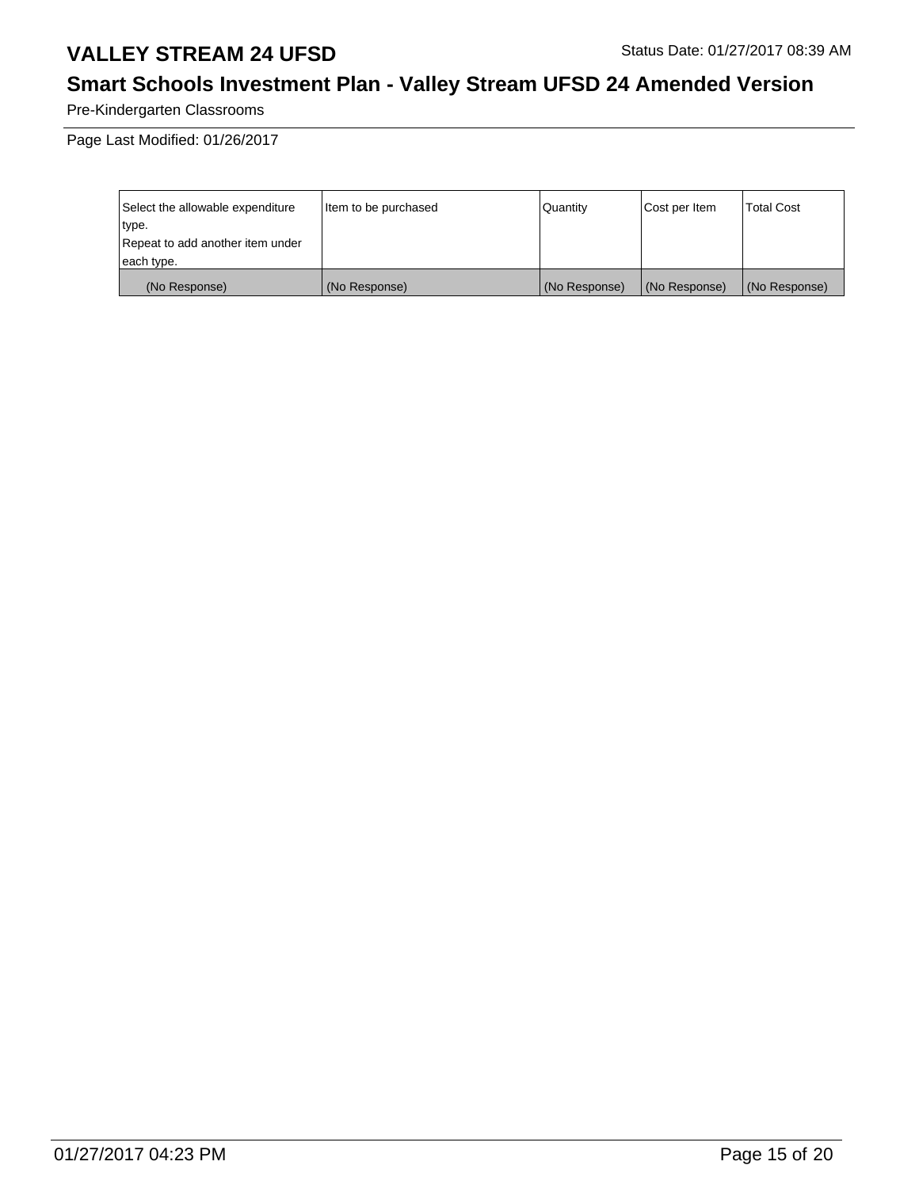# VALLEY STREAM 24 UFSD

Status Date: 01/27/2017 08:39 AM

## Smart Schools Investment Plan - Valley Stream UFSD 24 Amended Version

Pre-Kindergarten Classrooms

Page Last Modified: 01/26/2017

| Select the allowable expenditure type. Repeat to add another item under each type. | Item to be purchased | Quantity | Cost per Item | Total Cost |
| --- | --- | --- | --- | --- |
| (No Response) | (No Response) | (No Response) | (No Response) | (No Response) |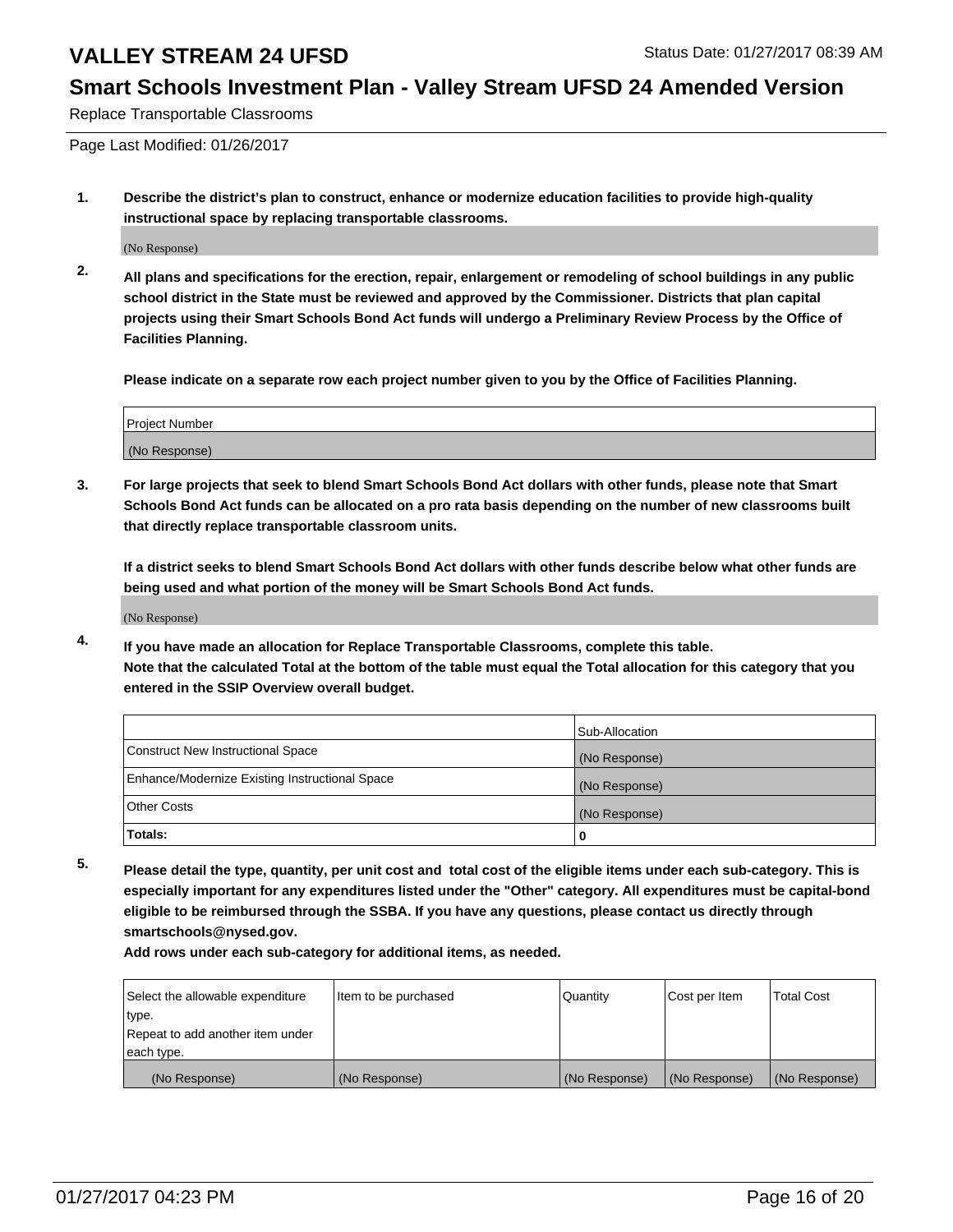## Replace Transportable Classrooms

Page Last Modified: 01/26/2017

**1. Describe the district's plan to construct, enhance or modernize education facilities to provide high-quality instructional space by replacing transportable classrooms.**

(No Response)

**2. All plans and specifications for the erection, repair, enlargement or remodeling of school buildings in any public school district in the State must be reviewed and approved by the Commissioner. Districts that plan capital projects using their Smart Schools Bond Act funds will undergo a Preliminary Review Process by the Office of Facilities Planning.**

**Please indicate on a separate row each project number given to you by the Office of Facilities Planning.**

| Project Number |
|---|
| (No Response) |

**3. For large projects that seek to blend Smart Schools Bond Act dollars with other funds, please note that Smart Schools Bond Act funds can be allocated on a pro rata basis depending on the number of new classrooms built that directly replace transportable classroom units.**

**If a district seeks to blend Smart Schools Bond Act dollars with other funds describe below what other funds are being used and what portion of the money will be Smart Schools Bond Act funds.**

(No Response)

**4. If you have made an allocation for Replace Transportable Classrooms, complete this table.**
**Note that the calculated Total at the bottom of the table must equal the Total allocation for this category that you entered in the SSIP Overview overall budget.**

| | Sub-Allocation |
|---|---|
| Construct New Instructional Space | (No Response) |
| Enhance/Modernize Existing Instructional Space | (No Response) |
| Other Costs | (No Response) |
| **Totals:** | **0** |

**5. Please detail the type, quantity, per unit cost and total cost of the eligible items under each sub-category. This is especially important for any expenditures listed under the "Other" category. All expenditures must be capital-bond eligible to be reimbursed through the SSBA. If you have any questions, please contact us directly through smartschools@nysed.gov.**

**Add rows under each sub-category for additional items, as needed.**

| Select the allowable expenditure type. Repeat to add another item under each type. | Item to be purchased | Quantity | Cost per Item | Total Cost |
|---|---|---|---|---|
| (No Response) | (No Response) | (No Response) | (No Response) | (No Response) |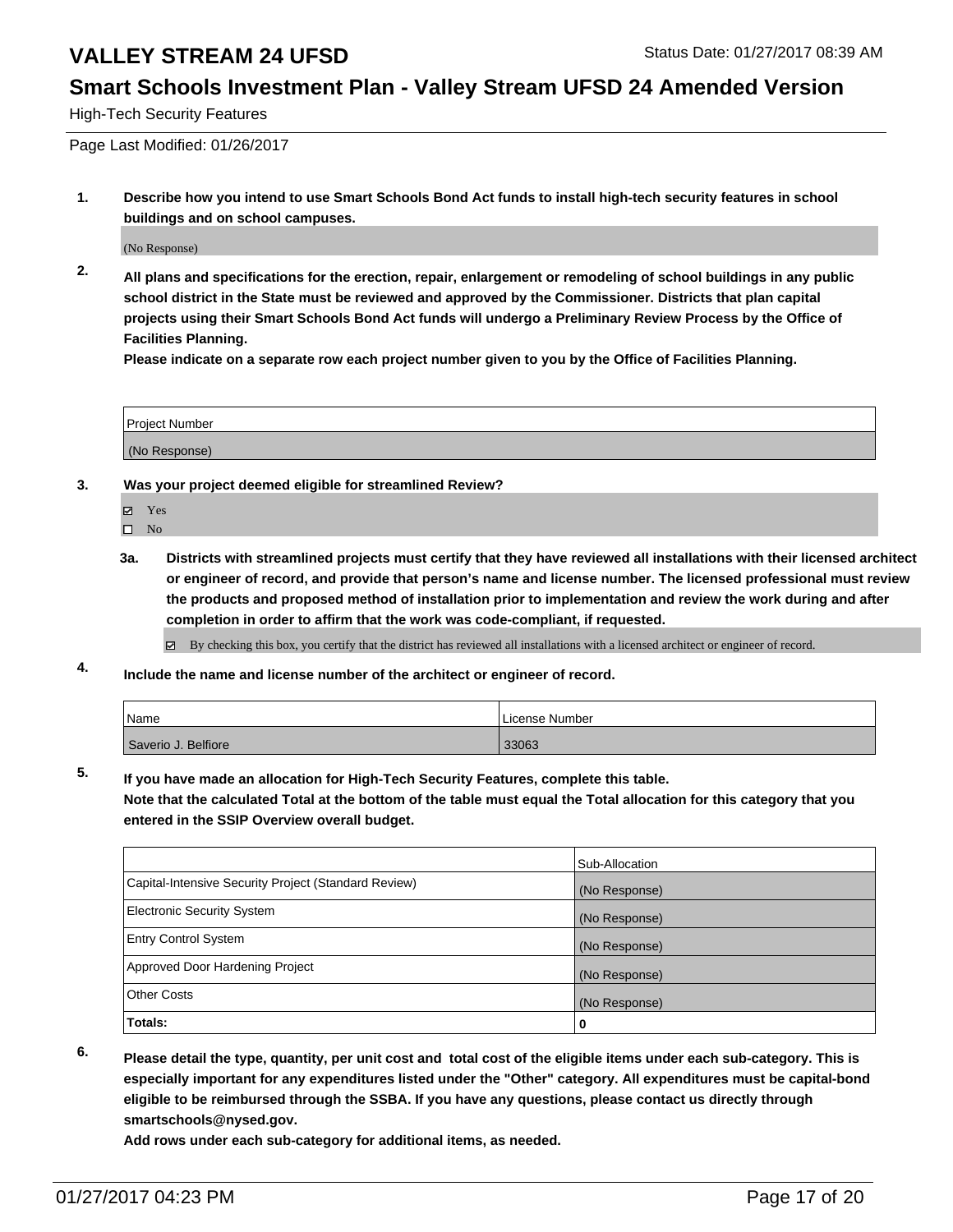# VALLEY STREAM 24 UFSD

Status Date: 01/27/2017 08:39 AM

## Smart Schools Investment Plan - Valley Stream UFSD 24 Amended Version

High-Tech Security Features

Page Last Modified: 01/26/2017

**1. Describe how you intend to use Smart Schools Bond Act funds to install high-tech security features in school buildings and on school campuses.**

(No Response)

**2. All plans and specifications for the erection, repair, enlargement or remodeling of school buildings in any public school district in the State must be reviewed and approved by the Commissioner. Districts that plan capital projects using their Smart Schools Bond Act funds will undergo a Preliminary Review Process by the Office of Facilities Planning.**
**Please indicate on a separate row each project number given to you by the Office of Facilities Planning.**

| Project Number |
|---|
| (No Response) |

**3. Was your project deemed eligible for streamlined Review?**

- ☑ Yes
- ☐ No

**3a. Districts with streamlined projects must certify that they have reviewed all installations with their licensed architect or engineer of record, and provide that person's name and license number. The licensed professional must review the products and proposed method of installation prior to implementation and review the work during and after completion in order to affirm that the work was code-compliant, if requested.**

- ☑ By checking this box, you certify that the district has reviewed all installations with a licensed architect or engineer of record.

**4. Include the name and license number of the architect or engineer of record.**

| Name | License Number |
|---|---|
| Saverio J. Belfiore | 33063 |

**5. If you have made an allocation for High-Tech Security Features, complete this table.**
**Note that the calculated Total at the bottom of the table must equal the Total allocation for this category that you entered in the SSIP Overview overall budget.**

| | Sub-Allocation |
|---|---|
| Capital-Intensive Security Project (Standard Review) | (No Response) |
| Electronic Security System | (No Response) |
| Entry Control System | (No Response) |
| Approved Door Hardening Project | (No Response) |
| Other Costs | (No Response) |
| **Totals:** | **0** |

**6. Please detail the type, quantity, per unit cost and total cost of the eligible items under each sub-category. This is especially important for any expenditures listed under the "Other" category. All expenditures must be capital-bond eligible to be reimbursed through the SSBA. If you have any questions, please contact us directly through smartschools@nysed.gov.**
**Add rows under each sub-category for additional items, as needed.**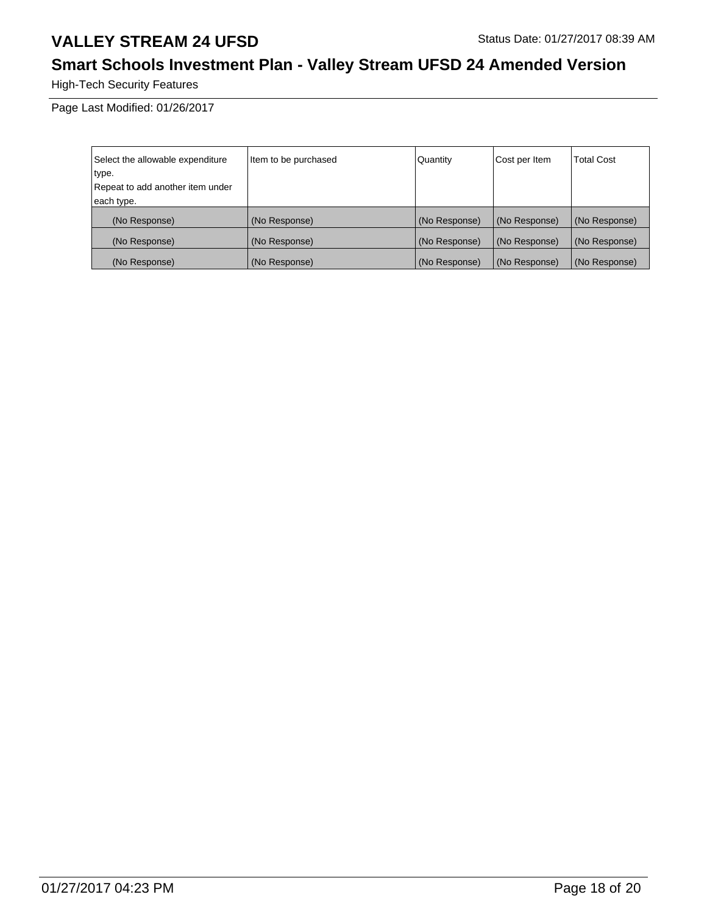# VALLEY STREAM 24 UFSD

Status Date: 01/27/2017 08:39 AM

## Smart Schools Investment Plan - Valley Stream UFSD 24 Amended Version

High-Tech Security Features

Page Last Modified: 01/26/2017

| Select the allowable expenditure type. Repeat to add another item under each type. | Item to be purchased | Quantity | Cost per Item | Total Cost |
|---|---|---|---|---|
| (No Response) | (No Response) | (No Response) | (No Response) | (No Response) |
| (No Response) | (No Response) | (No Response) | (No Response) | (No Response) |
| (No Response) | (No Response) | (No Response) | (No Response) | (No Response) |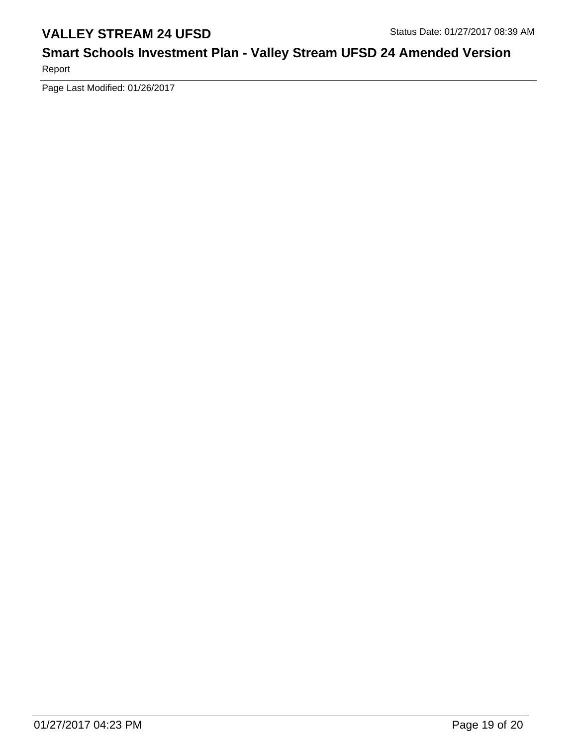Page Last Modified: 01/26/2017